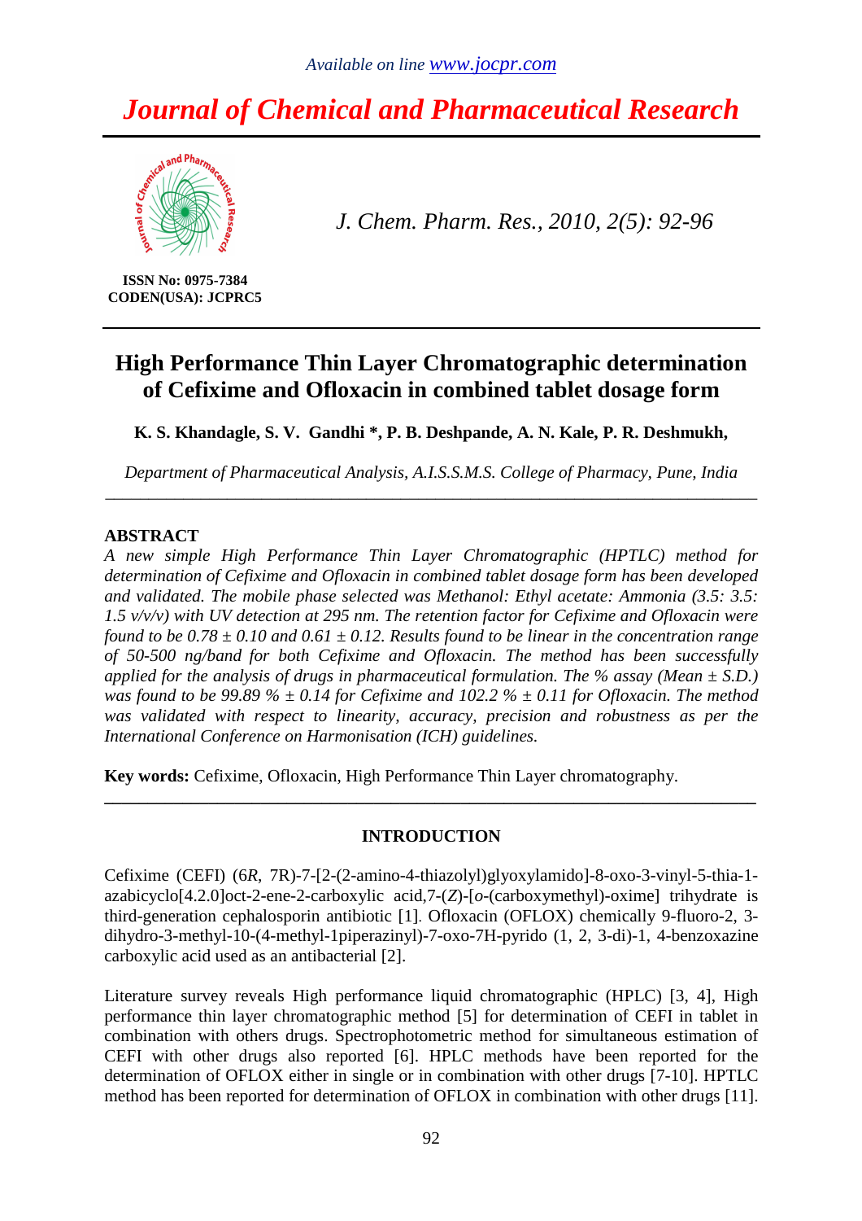Available on line www.jocpr.com

# Journal of Chemical and Pharmaceutical Research

ISSN No: 0975-7384
CODEN(USA): JCPRC5

*J. Chem. Pharm. Res., 2010, 2(5): 92-96*

## High Performance Thin Layer Chromatographic determination of Cefixime and Ofloxacin in combined tablet dosage form

**K. S. Khandagle, S. V. Gandhi \*, P. B. Deshpande, A. N. Kale, P. R. Deshmukh,**

*Department of Pharmaceutical Analysis, A.I.S.S.M.S. College of Pharmacy, Pune, India*

---

### ABSTRACT

*A new simple High Performance Thin Layer Chromatographic (HPTLC) method for determination of Cefixime and Ofloxacin in combined tablet dosage form has been developed and validated. The mobile phase selected was Methanol: Ethyl acetate: Ammonia (3.5: 3.5: 1.5 v/v/v) with UV detection at 295 nm. The retention factor for Cefixime and Ofloxacin were found to be 0.78 ± 0.10 and 0.61 ± 0.12. Results found to be linear in the concentration range of 50-500 ng/band for both Cefixime and Ofloxacin. The method has been successfully applied for the analysis of drugs in pharmaceutical formulation. The % assay (Mean ± S.D.) was found to be 99.89 % ± 0.14 for Cefixime and 102.2 % ± 0.11 for Ofloxacin. The method was validated with respect to linearity, accuracy, precision and robustness as per the International Conference on Harmonisation (ICH) guidelines.*

**Key words:** Cefixime, Ofloxacin, High Performance Thin Layer chromatography.

---

### INTRODUCTION

Cefixime (CEFI) (6*R*, 7R)-7-[2-(2-amino-4-thiazolyl)glyoxylamido]-8-oxo-3-vinyl-5-thia-1-azabicyclo[4.2.0]oct-2-ene-2-carboxylic acid,7-(*Z*)-[*o*-(carboxymethyl)-oxime] trihydrate is third-generation cephalosporin antibiotic [1]. Ofloxacin (OFLOX) chemically 9-fluoro-2, 3-dihydro-3-methyl-10-(4-methyl-1piperazinyl)-7-oxo-7H-pyrido (1, 2, 3-di)-1, 4-benzoxazine carboxylic acid used as an antibacterial [2].

Literature survey reveals High performance liquid chromatographic (HPLC) [3, 4], High performance thin layer chromatographic method [5] for determination of CEFI in tablet in combination with others drugs. Spectrophotometric method for simultaneous estimation of CEFI with other drugs also reported [6]. HPLC methods have been reported for the determination of OFLOX either in single or in combination with other drugs [7-10]. HPTLC method has been reported for determination of OFLOX in combination with other drugs [11].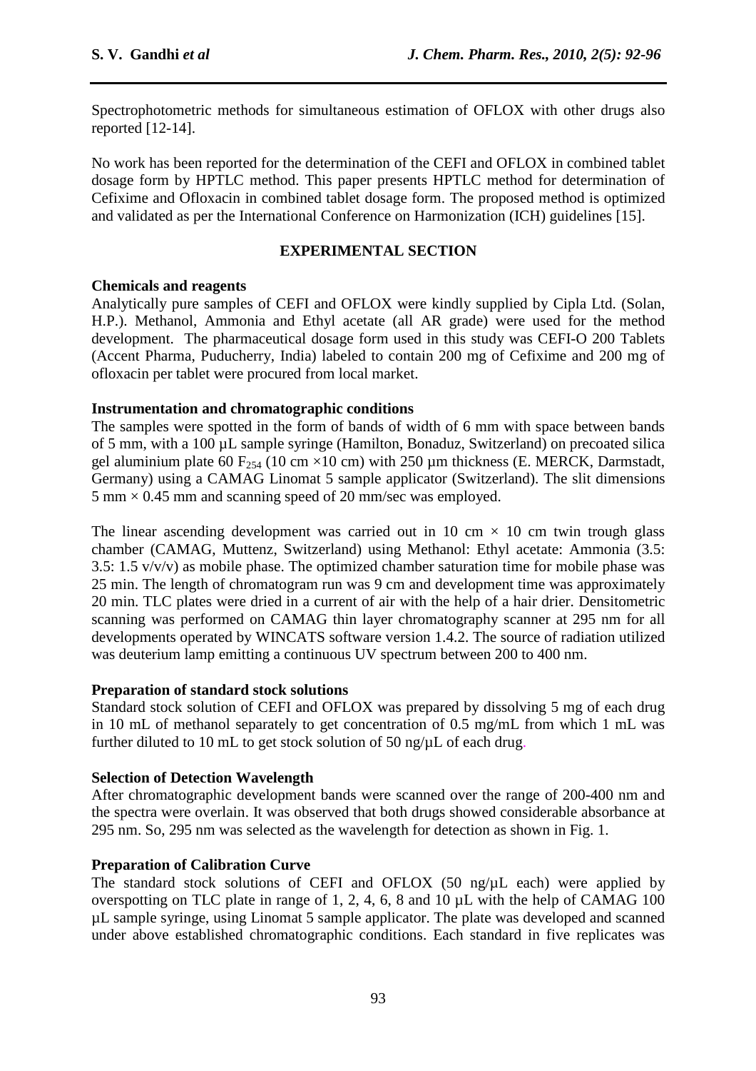Spectrophotometric methods for simultaneous estimation of OFLOX with other drugs also reported [12-14].

No work has been reported for the determination of the CEFI and OFLOX in combined tablet dosage form by HPTLC method. This paper presents HPTLC method for determination of Cefixime and Ofloxacin in combined tablet dosage form. The proposed method is optimized and validated as per the International Conference on Harmonization (ICH) guidelines [15].

## EXPERIMENTAL SECTION

### Chemicals and reagents

Analytically pure samples of CEFI and OFLOX were kindly supplied by Cipla Ltd. (Solan, H.P.). Methanol, Ammonia and Ethyl acetate (all AR grade) were used for the method development. The pharmaceutical dosage form used in this study was CEFI-O 200 Tablets (Accent Pharma, Puducherry, India) labeled to contain 200 mg of Cefixime and 200 mg of ofloxacin per tablet were procured from local market.

### Instrumentation and chromatographic conditions

The samples were spotted in the form of bands of width of 6 mm with space between bands of 5 mm, with a 100 µL sample syringe (Hamilton, Bonaduz, Switzerland) on precoated silica gel aluminium plate 60 $F_{254}$ (10 cm ×10 cm) with 250 µm thickness (E. MERCK, Darmstadt, Germany) using a CAMAG Linomat 5 sample applicator (Switzerland). The slit dimensions 5 mm × 0.45 mm and scanning speed of 20 mm/sec was employed.

The linear ascending development was carried out in 10 cm × 10 cm twin trough glass chamber (CAMAG, Muttenz, Switzerland) using Methanol: Ethyl acetate: Ammonia (3.5: 3.5: 1.5 v/v/v) as mobile phase. The optimized chamber saturation time for mobile phase was 25 min. The length of chromatogram run was 9 cm and development time was approximately 20 min. TLC plates were dried in a current of air with the help of a hair drier. Densitometric scanning was performed on CAMAG thin layer chromatography scanner at 295 nm for all developments operated by WINCATS software version 1.4.2. The source of radiation utilized was deuterium lamp emitting a continuous UV spectrum between 200 to 400 nm.

### Preparation of standard stock solutions

Standard stock solution of CEFI and OFLOX was prepared by dissolving 5 mg of each drug in 10 mL of methanol separately to get concentration of 0.5 mg/mL from which 1 mL was further diluted to 10 mL to get stock solution of 50 ng/µL of each drug.

### Selection of Detection Wavelength

After chromatographic development bands were scanned over the range of 200-400 nm and the spectra were overlain. It was observed that both drugs showed considerable absorbance at 295 nm. So, 295 nm was selected as the wavelength for detection as shown in Fig. 1.

### Preparation of Calibration Curve

The standard stock solutions of CEFI and OFLOX (50 ng/µL each) were applied by overspotting on TLC plate in range of 1, 2, 4, 6, 8 and 10 µL with the help of CAMAG 100 µL sample syringe, using Linomat 5 sample applicator. The plate was developed and scanned under above established chromatographic conditions. Each standard in five replicates was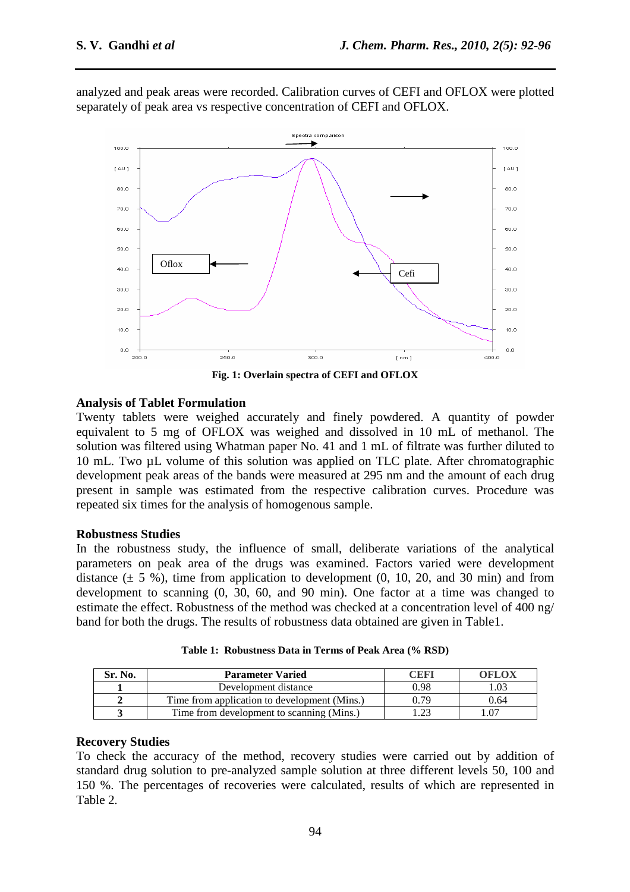analyzed and peak areas were recorded. Calibration curves of CEFI and OFLOX were plotted separately of peak area vs respective concentration of CEFI and OFLOX.

**Fig. 1: Overlain spectra of CEFI and OFLOX**

## Analysis of Tablet Formulation

Twenty tablets were weighed accurately and finely powdered. A quantity of powder equivalent to 5 mg of OFLOX was weighed and dissolved in 10 mL of methanol. The solution was filtered using Whatman paper No. 41 and 1 mL of filtrate was further diluted to 10 mL. Two µL volume of this solution was applied on TLC plate. After chromatographic development peak areas of the bands were measured at 295 nm and the amount of each drug present in sample was estimated from the respective calibration curves. Procedure was repeated six times for the analysis of homogenous sample.

## Robustness Studies

In the robustness study, the influence of small, deliberate variations of the analytical parameters on peak area of the drugs was examined. Factors varied were development distance (± 5 %), time from application to development (0, 10, 20, and 30 min) and from development to scanning (0, 30, 60, and 90 min). One factor at a time was changed to estimate the effect. Robustness of the method was checked at a concentration level of 400 ng/ band for both the drugs. The results of robustness data obtained are given in Table1.

**Table 1: Robustness Data in Terms of Peak Area (% RSD)**

| Sr. No. | Parameter Varied | CEFI | OFLOX |
|---|---|---|---|
| **1** | Development distance | 0.98 | 1.03 |
| **2** | Time from application to development (Mins.) | 0.79 | 0.64 |
| **3** | Time from development to scanning (Mins.) | 1.23 | 1.07 |

## Recovery Studies

To check the accuracy of the method, recovery studies were carried out by addition of standard drug solution to pre-analyzed sample solution at three different levels 50, 100 and 150 %. The percentages of recoveries were calculated, results of which are represented in Table 2.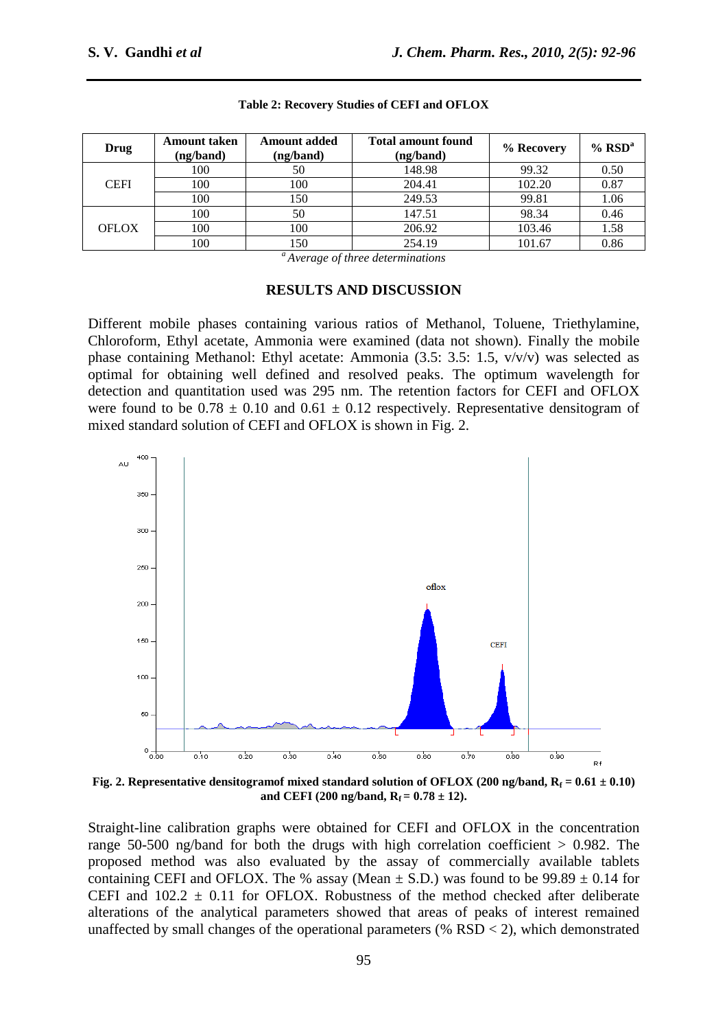**Table 2: Recovery Studies of CEFI and OFLOX**

| Drug | Amount taken (ng/band) | Amount added (ng/band) | Total amount found (ng/band) | % Recovery | % RSD[a] |
|---|---|---|---|---|---|
| CEFI | 100 | 50 | 148.98 | 99.32 | 0.50 |
| | 100 | 100 | 204.41 | 102.20 | 0.87 |
| | 100 | 150 | 249.53 | 99.81 | 1.06 |
| OFLOX | 100 | 50 | 147.51 | 98.34 | 0.46 |
| | 100 | 100 | 206.92 | 103.46 | 1.58 |
| | 100 | 150 | 254.19 | 101.67 | 0.86 |

[a] *Average of three determinations*

## RESULTS AND DISCUSSION

Different mobile phases containing various ratios of Methanol, Toluene, Triethylamine, Chloroform, Ethyl acetate, Ammonia were examined (data not shown). Finally the mobile phase containing Methanol: Ethyl acetate: Ammonia (3.5: 3.5: 1.5, v/v/v) was selected as optimal for obtaining well defined and resolved peaks. The optimum wavelength for detection and quantitation used was 295 nm. The retention factors for CEFI and OFLOX were found to be $0.78 \pm 0.10$ and $0.61 \pm 0.12$ respectively. Representative densitogram of mixed standard solution of CEFI and OFLOX is shown in Fig. 2.

**Fig. 2. Representative densitogramof mixed standard solution of OFLOX (200 ng/band, $R_f = 0.61 \pm 0.10$) and CEFI (200 ng/band, $R_f = 0.78 \pm 12$).**

Straight-line calibration graphs were obtained for CEFI and OFLOX in the concentration range 50-500 ng/band for both the drugs with high correlation coefficient > 0.982. The proposed method was also evaluated by the assay of commercially available tablets containing CEFI and OFLOX. The % assay (Mean ± S.D.) was found to be $99.89 \pm 0.14$ for CEFI and $102.2 \pm 0.11$ for OFLOX. Robustness of the method checked after deliberate alterations of the analytical parameters showed that areas of peaks of interest remained unaffected by small changes of the operational parameters (% RSD < 2), which demonstrated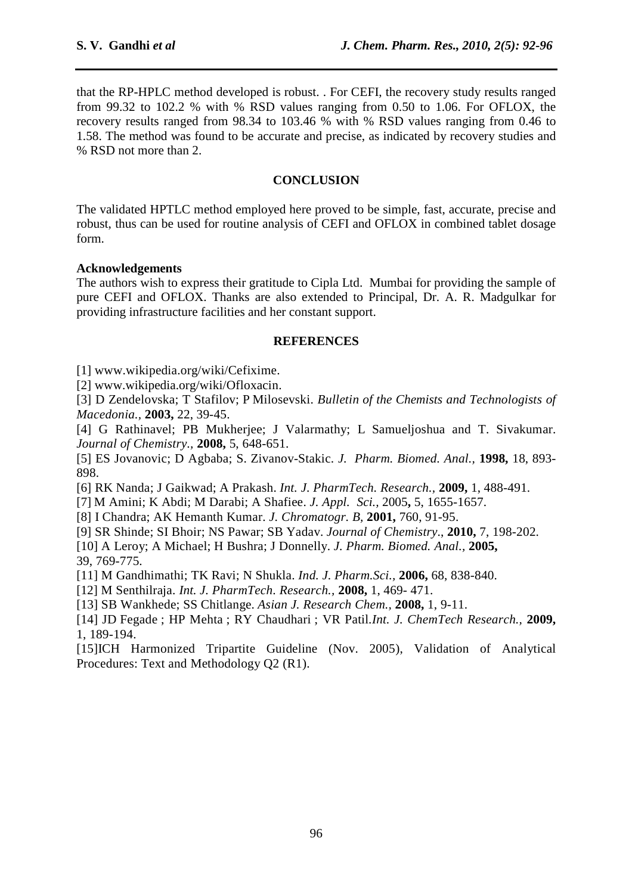that the RP-HPLC method developed is robust. . For CEFI, the recovery study results ranged from 99.32 to 102.2 % with % RSD values ranging from 0.50 to 1.06. For OFLOX, the recovery results ranged from 98.34 to 103.46 % with % RSD values ranging from 0.46 to 1.58. The method was found to be accurate and precise, as indicated by recovery studies and % RSD not more than 2.

## CONCLUSION

The validated HPTLC method employed here proved to be simple, fast, accurate, precise and robust, thus can be used for routine analysis of CEFI and OFLOX in combined tablet dosage form.

### Acknowledgements

The authors wish to express their gratitude to Cipla Ltd. Mumbai for providing the sample of pure CEFI and OFLOX. Thanks are also extended to Principal, Dr. A. R. Madgulkar for providing infrastructure facilities and her constant support.

## REFERENCES

[1] www.wikipedia.org/wiki/Cefixime.

[2] www.wikipedia.org/wiki/Ofloxacin.

[3] D Zendelovska; T Stafilov; P Milosevski. *Bulletin of the Chemists and Technologists of Macedonia.*, **2003,** 22, 39-45.

[4] G Rathinavel; PB Mukherjee; J Valarmathy; L Samueljoshua and T. Sivakumar. *Journal of Chemistry.*, **2008,** 5, 648-651.

[5] ES Jovanovic; D Agbaba; S. Zivanov-Stakic. *J. Pharm. Biomed. Anal.*, **1998,** 18, 893-898.

[6] RK Nanda; J Gaikwad; A Prakash. *Int. J. PharmTech. Research.*, **2009,** 1, 488-491.

[7] M Amini; K Abdi; M Darabi; A Shafiee. *J. Appl. Sci.*, 2005**,** 5, 1655-1657.

[8] I Chandra; AK Hemanth Kumar. *J. Chromatogr. B*, **2001,** 760, 91-95.

[9] SR Shinde; SI Bhoir; NS Pawar; SB Yadav. *Journal of Chemistry*., **2010,** 7, 198-202.

[10] A Leroy; A Michael; H Bushra; J Donnelly. *J. Pharm. Biomed. Anal.*, **2005,** 39, 769-775.

[11] M Gandhimathi; TK Ravi; N Shukla. *Ind. J. Pharm.Sci.*, **2006,** 68, 838-840.

[12] M Senthilraja. *Int. J. PharmTech. Research.*, **2008,** 1, 469- 471.

[13] SB Wankhede; SS Chitlange. *Asian J. Research Chem.*, **2008,** 1, 9-11.

[14] JD Fegade ; HP Mehta ; RY Chaudhari ; VR Patil.*Int. J. ChemTech Research.*, **2009,** 1, 189-194.

[15]ICH Harmonized Tripartite Guideline (Nov. 2005), Validation of Analytical Procedures: Text and Methodology Q2 (R1).